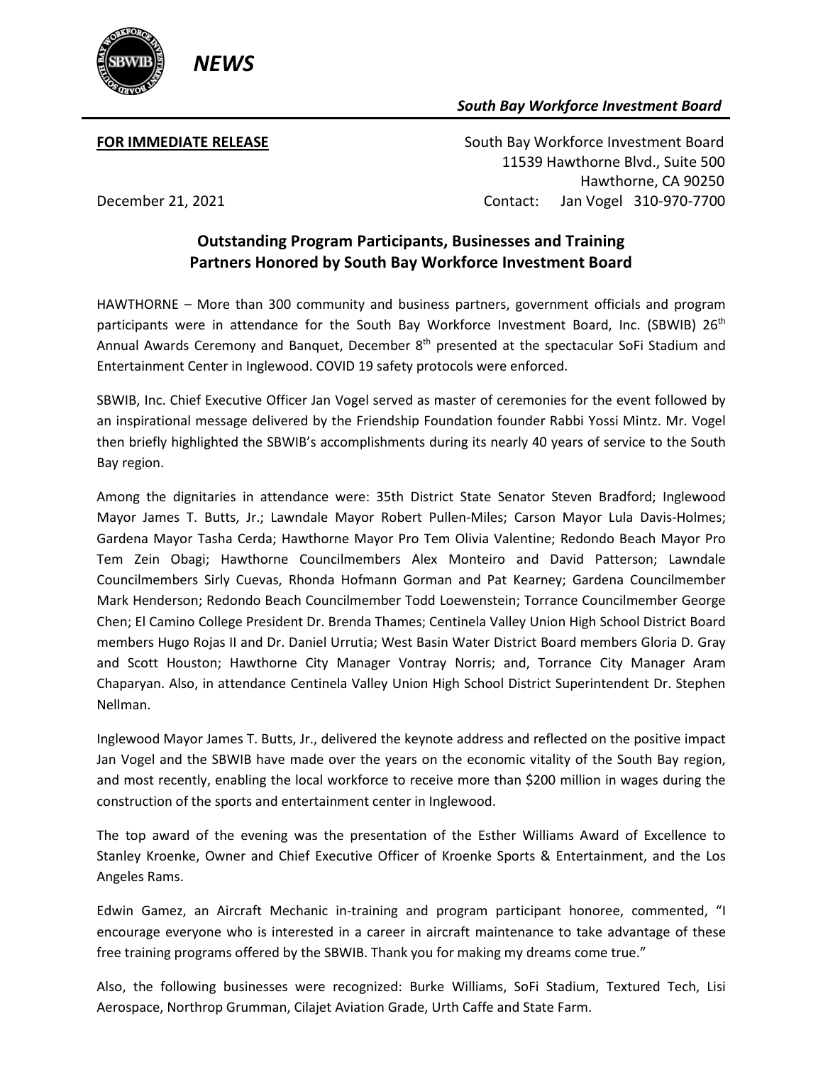*NEWS*

***South Bay Workforce Investment Board***

**FOR IMMEDIATE RELEASE**

South Bay Workforce Investment Board
11539 Hawthorne Blvd., Suite 500
Hawthorne, CA 90250
Contact: Jan Vogel 310-970-7700

December 21, 2021

## Outstanding Program Participants, Businesses and Training Partners Honored by South Bay Workforce Investment Board

HAWTHORNE – More than 300 community and business partners, government officials and program participants were in attendance for the South Bay Workforce Investment Board, Inc. (SBWIB) 26th Annual Awards Ceremony and Banquet, December 8th presented at the spectacular SoFi Stadium and Entertainment Center in Inglewood. COVID 19 safety protocols were enforced.

SBWIB, Inc. Chief Executive Officer Jan Vogel served as master of ceremonies for the event followed by an inspirational message delivered by the Friendship Foundation founder Rabbi Yossi Mintz. Mr. Vogel then briefly highlighted the SBWIB's accomplishments during its nearly 40 years of service to the South Bay region.

Among the dignitaries in attendance were: 35th District State Senator Steven Bradford; Inglewood Mayor James T. Butts, Jr.; Lawndale Mayor Robert Pullen-Miles; Carson Mayor Lula Davis-Holmes; Gardena Mayor Tasha Cerda; Hawthorne Mayor Pro Tem Olivia Valentine; Redondo Beach Mayor Pro Tem Zein Obagi; Hawthorne Councilmembers Alex Monteiro and David Patterson; Lawndale Councilmembers Sirly Cuevas, Rhonda Hofmann Gorman and Pat Kearney; Gardena Councilmember Mark Henderson; Redondo Beach Councilmember Todd Loewenstein; Torrance Councilmember George Chen; El Camino College President Dr. Brenda Thames; Centinela Valley Union High School District Board members Hugo Rojas II and Dr. Daniel Urrutia; West Basin Water District Board members Gloria D. Gray and Scott Houston; Hawthorne City Manager Vontray Norris; and, Torrance City Manager Aram Chaparyan. Also, in attendance Centinela Valley Union High School District Superintendent Dr. Stephen Nellman.

Inglewood Mayor James T. Butts, Jr., delivered the keynote address and reflected on the positive impact Jan Vogel and the SBWIB have made over the years on the economic vitality of the South Bay region, and most recently, enabling the local workforce to receive more than $200 million in wages during the construction of the sports and entertainment center in Inglewood.

The top award of the evening was the presentation of the Esther Williams Award of Excellence to Stanley Kroenke, Owner and Chief Executive Officer of Kroenke Sports & Entertainment, and the Los Angeles Rams.

Edwin Gamez, an Aircraft Mechanic in-training and program participant honoree, commented, "I encourage everyone who is interested in a career in aircraft maintenance to take advantage of these free training programs offered by the SBWIB. Thank you for making my dreams come true."

Also, the following businesses were recognized: Burke Williams, SoFi Stadium, Textured Tech, Lisi Aerospace, Northrop Grumman, Cilajet Aviation Grade, Urth Caffe and State Farm.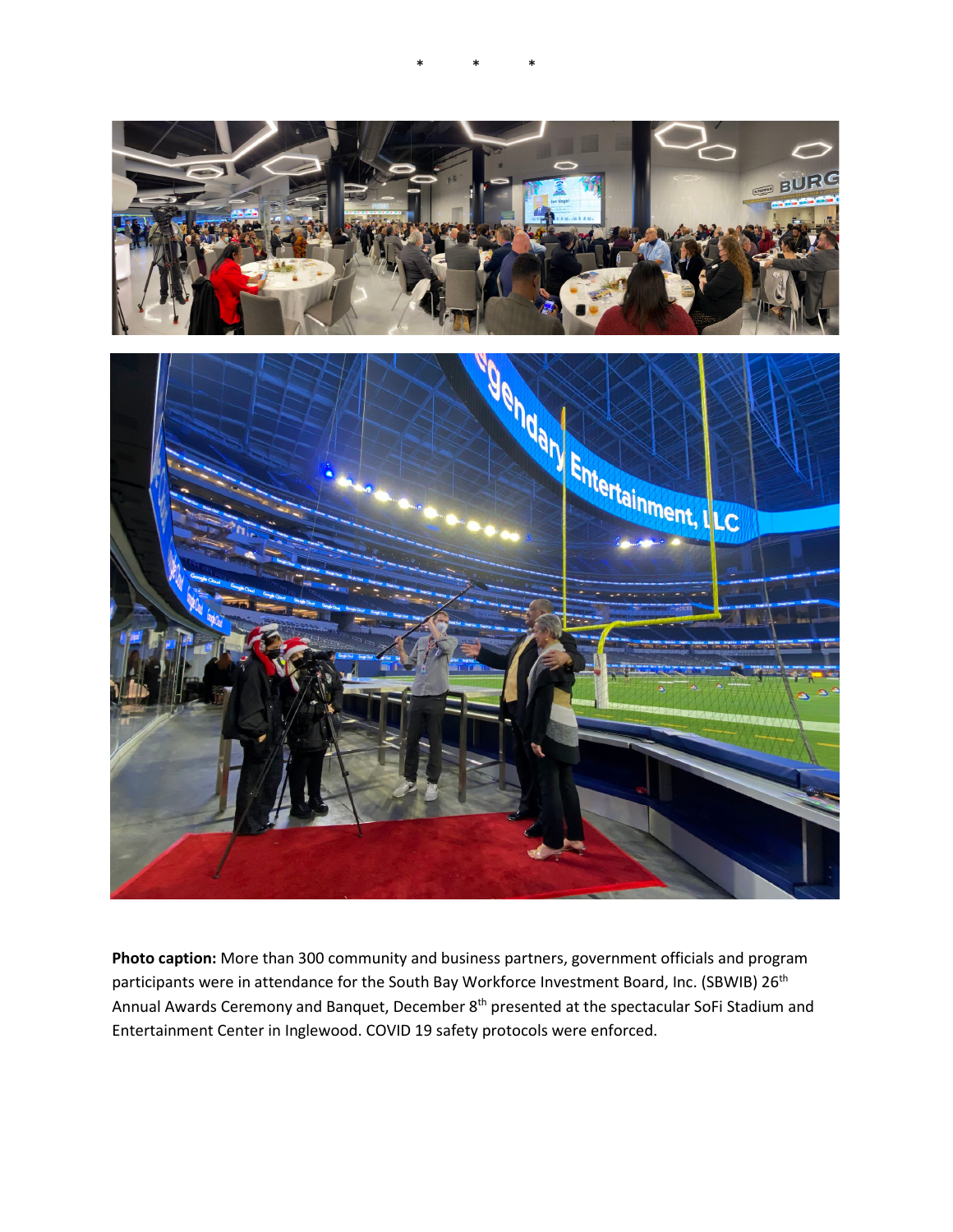*          *          *

**Photo caption:** More than 300 community and business partners, government officials and program participants were in attendance for the South Bay Workforce Investment Board, Inc. (SBWIB) 26th Annual Awards Ceremony and Banquet, December 8th presented at the spectacular SoFi Stadium and Entertainment Center in Inglewood. COVID 19 safety protocols were enforced.